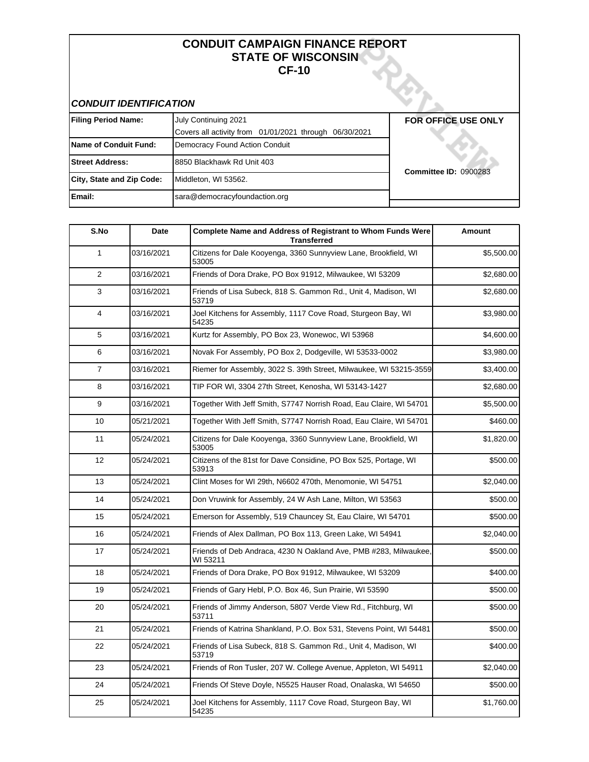# CONDUIT CAMPAIGN FINANCE REPORT
# STATE OF WISCONSIN
# CF-10

### *CONDUIT IDENTIFICATION*

| | | |
|---|---|---|
| **Filing Period Name:** | July Continuing 2021<br>Covers all activity from 01/01/2021 through 06/30/2021 | **FOR OFFICE USE ONLY** |
| **Name of Conduit Fund:** | Democracy Found Action Conduit | |
| **Street Address:** | 8850 Blackhawk Rd Unit 403 | **Committee ID:** 0900283 |
| **City, State and Zip Code:** | Middleton, WI 53562. | |
| **Email:** | sara@democracyfoundaction.org | |

| S.No | Date | Complete Name and Address of Registrant to Whom Funds Were Transferred | Amount |
|---|---|---|---|
| 1 | 03/16/2021 | Citizens for Dale Kooyenga, 3360 Sunnyview Lane, Brookfield, WI 53005 | $5,500.00 |
| 2 | 03/16/2021 | Friends of Dora Drake, PO Box 91912, Milwaukee, WI 53209 | $2,680.00 |
| 3 | 03/16/2021 | Friends of Lisa Subeck, 818 S. Gammon Rd., Unit 4, Madison, WI 53719 | $2,680.00 |
| 4 | 03/16/2021 | Joel Kitchens for Assembly, 1117 Cove Road, Sturgeon Bay, WI 54235 | $3,980.00 |
| 5 | 03/16/2021 | Kurtz for Assembly, PO Box 23, Wonewoc, WI 53968 | $4,600.00 |
| 6 | 03/16/2021 | Novak For Assembly, PO Box 2, Dodgeville, WI 53533-0002 | $3,980.00 |
| 7 | 03/16/2021 | Riemer for Assembly, 3022 S. 39th Street, Milwaukee, WI 53215-3559 | $3,400.00 |
| 8 | 03/16/2021 | TIP FOR WI, 3304 27th Street, Kenosha, WI 53143-1427 | $2,680.00 |
| 9 | 03/16/2021 | Together With Jeff Smith, S7747 Norrish Road, Eau Claire, WI 54701 | $5,500.00 |
| 10 | 05/21/2021 | Together With Jeff Smith, S7747 Norrish Road, Eau Claire, WI 54701 | $460.00 |
| 11 | 05/24/2021 | Citizens for Dale Kooyenga, 3360 Sunnyview Lane, Brookfield, WI 53005 | $1,820.00 |
| 12 | 05/24/2021 | Citizens of the 81st for Dave Considine, PO Box 525, Portage, WI 53913 | $500.00 |
| 13 | 05/24/2021 | Clint Moses for WI 29th, N6602 470th, Menomonie, WI 54751 | $2,040.00 |
| 14 | 05/24/2021 | Don Vruwink for Assembly, 24 W Ash Lane, Milton, WI 53563 | $500.00 |
| 15 | 05/24/2021 | Emerson for Assembly, 519 Chauncey St, Eau Claire, WI 54701 | $500.00 |
| 16 | 05/24/2021 | Friends of Alex Dallman, PO Box 113, Green Lake, WI 54941 | $2,040.00 |
| 17 | 05/24/2021 | Friends of Deb Andraca, 4230 N Oakland Ave, PMB #283, Milwaukee, WI 53211 | $500.00 |
| 18 | 05/24/2021 | Friends of Dora Drake, PO Box 91912, Milwaukee, WI 53209 | $400.00 |
| 19 | 05/24/2021 | Friends of Gary Hebl, P.O. Box 46, Sun Prairie, WI 53590 | $500.00 |
| 20 | 05/24/2021 | Friends of Jimmy Anderson, 5807 Verde View Rd., Fitchburg, WI 53711 | $500.00 |
| 21 | 05/24/2021 | Friends of Katrina Shankland, P.O. Box 531, Stevens Point, WI 54481 | $500.00 |
| 22 | 05/24/2021 | Friends of Lisa Subeck, 818 S. Gammon Rd., Unit 4, Madison, WI 53719 | $400.00 |
| 23 | 05/24/2021 | Friends of Ron Tusler, 207 W. College Avenue, Appleton, WI 54911 | $2,040.00 |
| 24 | 05/24/2021 | Friends Of Steve Doyle, N5525 Hauser Road, Onalaska, WI 54650 | $500.00 |
| 25 | 05/24/2021 | Joel Kitchens for Assembly, 1117 Cove Road, Sturgeon Bay, WI 54235 | $1,760.00 |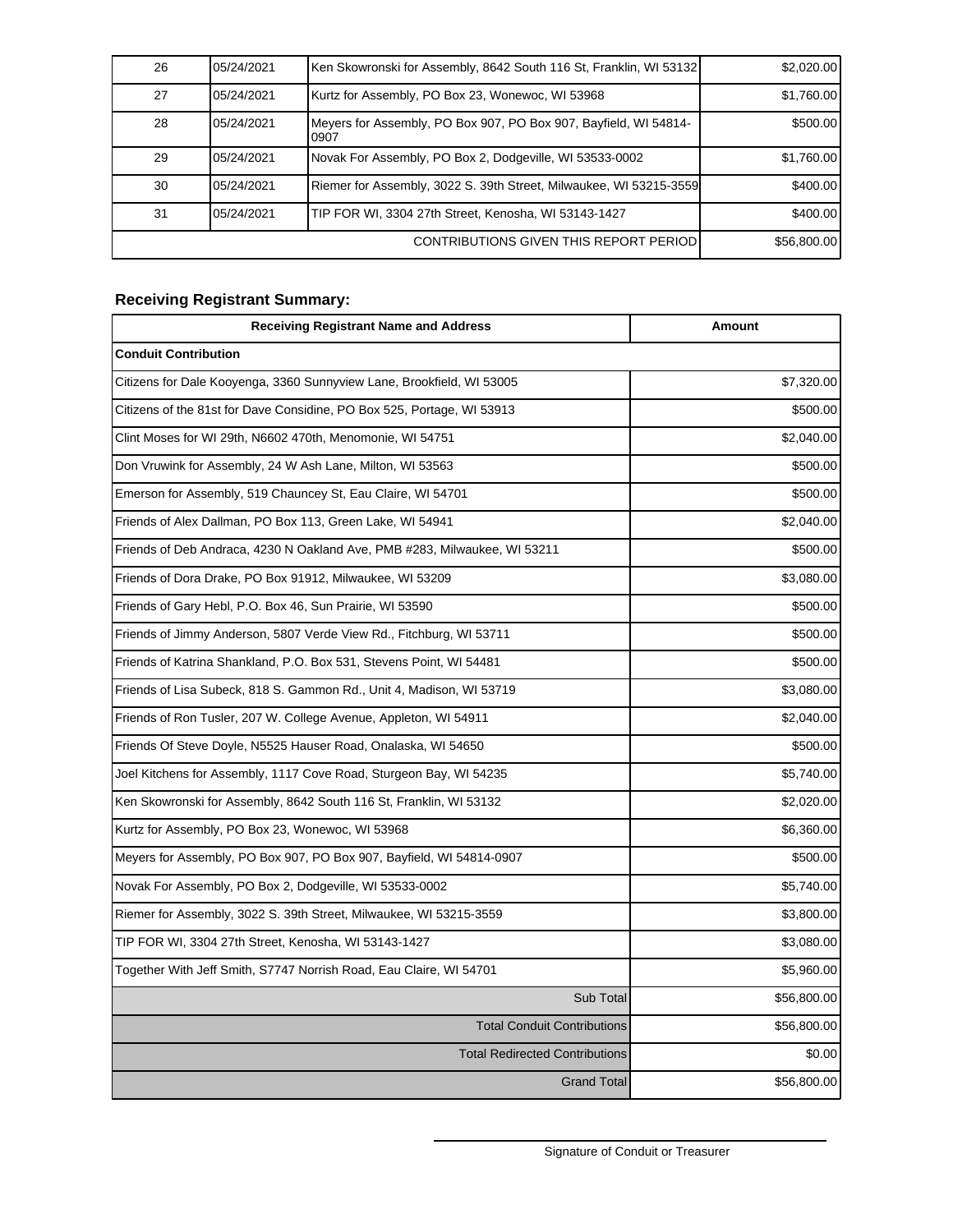| | | | |
|---|---|---|---|
| 26 | 05/24/2021 | Ken Skowronski for Assembly, 8642 South 116 St, Franklin, WI 53132 | $2,020.00 |
| 27 | 05/24/2021 | Kurtz for Assembly, PO Box 23, Wonewoc, WI 53968 | $1,760.00 |
| 28 | 05/24/2021 | Meyers for Assembly, PO Box 907, PO Box 907, Bayfield, WI 54814-0907 | $500.00 |
| 29 | 05/24/2021 | Novak For Assembly, PO Box 2, Dodgeville, WI 53533-0002 | $1,760.00 |
| 30 | 05/24/2021 | Riemer for Assembly, 3022 S. 39th Street, Milwaukee, WI 53215-3559 | $400.00 |
| 31 | 05/24/2021 | TIP FOR WI, 3304 27th Street, Kenosha, WI 53143-1427 | $400.00 |
| | | CONTRIBUTIONS GIVEN THIS REPORT PERIOD | $56,800.00 |

### Receiving Registrant Summary:

| Receiving Registrant Name and Address | Amount |
|---|---|
| **Conduit Contribution** | |
| Citizens for Dale Kooyenga, 3360 Sunnyview Lane, Brookfield, WI 53005 | $7,320.00 |
| Citizens of the 81st for Dave Considine, PO Box 525, Portage, WI 53913 | $500.00 |
| Clint Moses for WI 29th, N6602 470th, Menomonie, WI 54751 | $2,040.00 |
| Don Vruwink for Assembly, 24 W Ash Lane, Milton, WI 53563 | $500.00 |
| Emerson for Assembly, 519 Chauncey St, Eau Claire, WI 54701 | $500.00 |
| Friends of Alex Dallman, PO Box 113, Green Lake, WI 54941 | $2,040.00 |
| Friends of Deb Andraca, 4230 N Oakland Ave, PMB #283, Milwaukee, WI 53211 | $500.00 |
| Friends of Dora Drake, PO Box 91912, Milwaukee, WI 53209 | $3,080.00 |
| Friends of Gary Hebl, P.O. Box 46, Sun Prairie, WI 53590 | $500.00 |
| Friends of Jimmy Anderson, 5807 Verde View Rd., Fitchburg, WI 53711 | $500.00 |
| Friends of Katrina Shankland, P.O. Box 531, Stevens Point, WI 54481 | $500.00 |
| Friends of Lisa Subeck, 818 S. Gammon Rd., Unit 4, Madison, WI 53719 | $3,080.00 |
| Friends of Ron Tusler, 207 W. College Avenue, Appleton, WI 54911 | $2,040.00 |
| Friends Of Steve Doyle, N5525 Hauser Road, Onalaska, WI 54650 | $500.00 |
| Joel Kitchens for Assembly, 1117 Cove Road, Sturgeon Bay, WI 54235 | $5,740.00 |
| Ken Skowronski for Assembly, 8642 South 116 St, Franklin, WI 53132 | $2,020.00 |
| Kurtz for Assembly, PO Box 23, Wonewoc, WI 53968 | $6,360.00 |
| Meyers for Assembly, PO Box 907, PO Box 907, Bayfield, WI 54814-0907 | $500.00 |
| Novak For Assembly, PO Box 2, Dodgeville, WI 53533-0002 | $5,740.00 |
| Riemer for Assembly, 3022 S. 39th Street, Milwaukee, WI 53215-3559 | $3,800.00 |
| TIP FOR WI, 3304 27th Street, Kenosha, WI 53143-1427 | $3,080.00 |
| Together With Jeff Smith, S7747 Norrish Road, Eau Claire, WI 54701 | $5,960.00 |
| Sub Total | $56,800.00 |
| Total Conduit Contributions | $56,800.00 |
| Total Redirected Contributions | $0.00 |
| Grand Total | $56,800.00 |

Signature of Conduit or Treasurer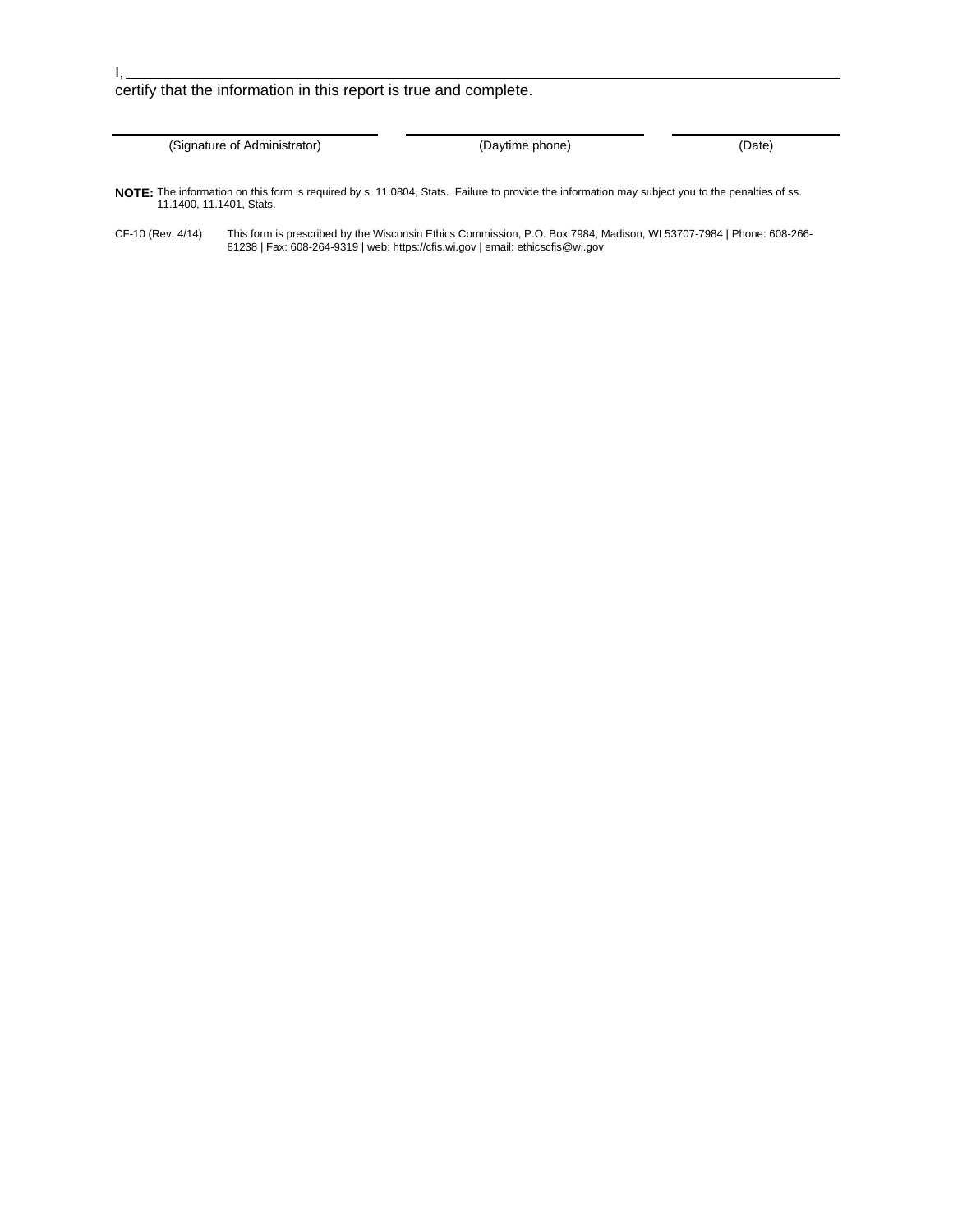I, ______________________________________________________________________________

certify that the information in this report is true and complete.

| ______________________________ | ______________________________ | ______________________________ |
|---|---|---|
| (Signature of Administrator) | (Daytime phone) | (Date) |

**NOTE:** The information on this form is required by s. 11.0804, Stats. Failure to provide the information may subject you to the penalties of ss. 11.1400, 11.1401, Stats.

CF-10 (Rev. 4/14) This form is prescribed by the Wisconsin Ethics Commission, P.O. Box 7984, Madison, WI 53707-7984 | Phone: 608-266-81238 | Fax: 608-264-9319 | web: https://cfis.wi.gov | email: ethicscfis@wi.gov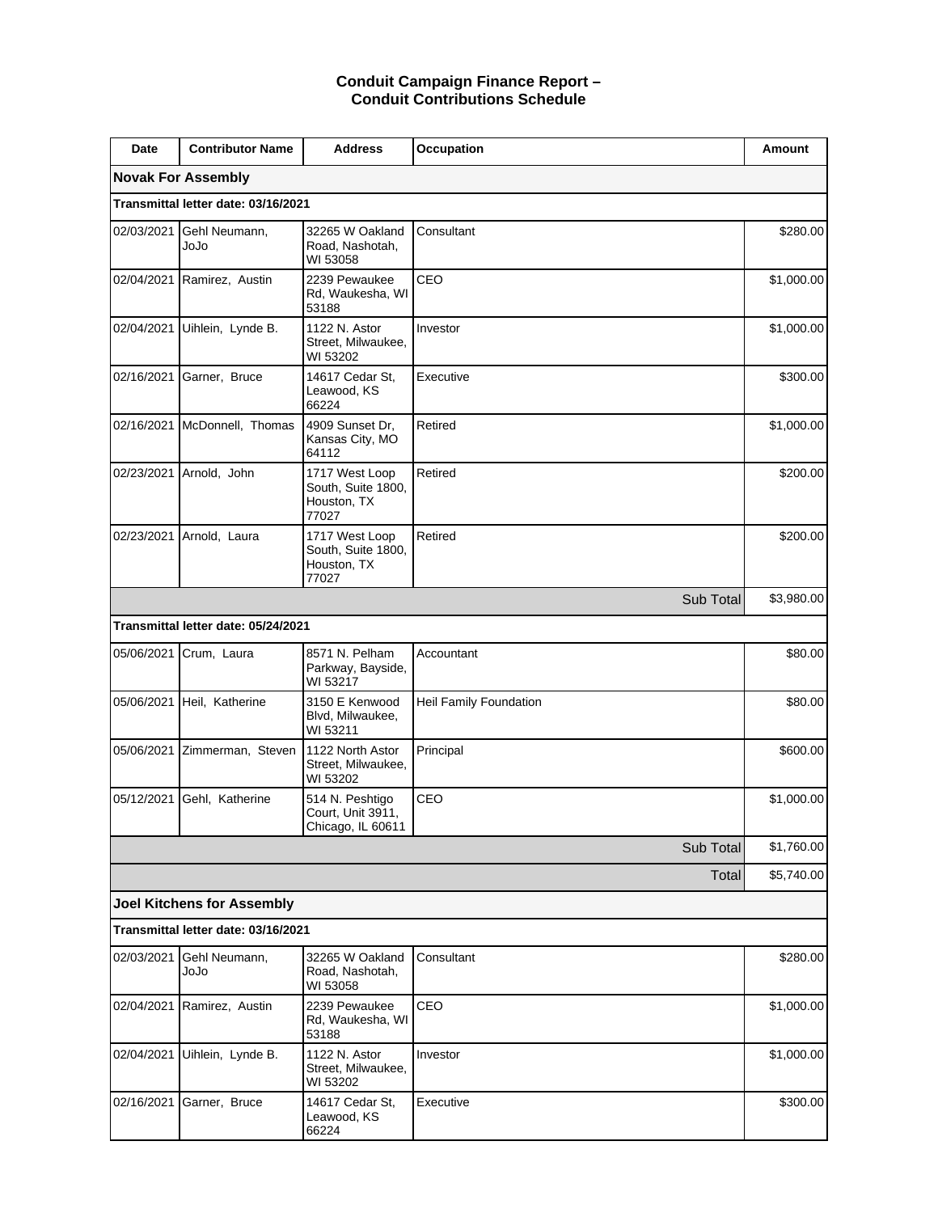# Conduit Campaign Finance Report – Conduit Contributions Schedule

| Date | Contributor Name | Address | Occupation | Amount |
|---|---|---|---|---|
| **Novak For Assembly** | | | | |
| **Transmittal letter date: 03/16/2021** | | | | |
| 02/03/2021 | Gehl Neumann, JoJo | 32265 W Oakland Road, Nashotah, WI 53058 | Consultant | $280.00 |
| 02/04/2021 | Ramirez, Austin | 2239 Pewaukee Rd, Waukesha, WI 53188 | CEO | $1,000.00 |
| 02/04/2021 | Uihlein, Lynde B. | 1122 N. Astor Street, Milwaukee, WI 53202 | Investor | $1,000.00 |
| 02/16/2021 | Garner, Bruce | 14617 Cedar St, Leawood, KS 66224 | Executive | $300.00 |
| 02/16/2021 | McDonnell, Thomas | 4909 Sunset Dr, Kansas City, MO 64112 | Retired | $1,000.00 |
| 02/23/2021 | Arnold, John | 1717 West Loop South, Suite 1800, Houston, TX 77027 | Retired | $200.00 |
| 02/23/2021 | Arnold, Laura | 1717 West Loop South, Suite 1800, Houston, TX 77027 | Retired | $200.00 |
| | | | Sub Total | $3,980.00 |
| **Transmittal letter date: 05/24/2021** | | | | |
| 05/06/2021 | Crum, Laura | 8571 N. Pelham Parkway, Bayside, WI 53217 | Accountant | $80.00 |
| 05/06/2021 | Heil, Katherine | 3150 E Kenwood Blvd, Milwaukee, WI 53211 | Heil Family Foundation | $80.00 |
| 05/06/2021 | Zimmerman, Steven | 1122 North Astor Street, Milwaukee, WI 53202 | Principal | $600.00 |
| 05/12/2021 | Gehl, Katherine | 514 N. Peshtigo Court, Unit 3911, Chicago, IL 60611 | CEO | $1,000.00 |
| | | | Sub Total | $1,760.00 |
| | | | Total | $5,740.00 |
| **Joel Kitchens for Assembly** | | | | |
| **Transmittal letter date: 03/16/2021** | | | | |
| 02/03/2021 | Gehl Neumann, JoJo | 32265 W Oakland Road, Nashotah, WI 53058 | Consultant | $280.00 |
| 02/04/2021 | Ramirez, Austin | 2239 Pewaukee Rd, Waukesha, WI 53188 | CEO | $1,000.00 |
| 02/04/2021 | Uihlein, Lynde B. | 1122 N. Astor Street, Milwaukee, WI 53202 | Investor | $1,000.00 |
| 02/16/2021 | Garner, Bruce | 14617 Cedar St, Leawood, KS 66224 | Executive | $300.00 |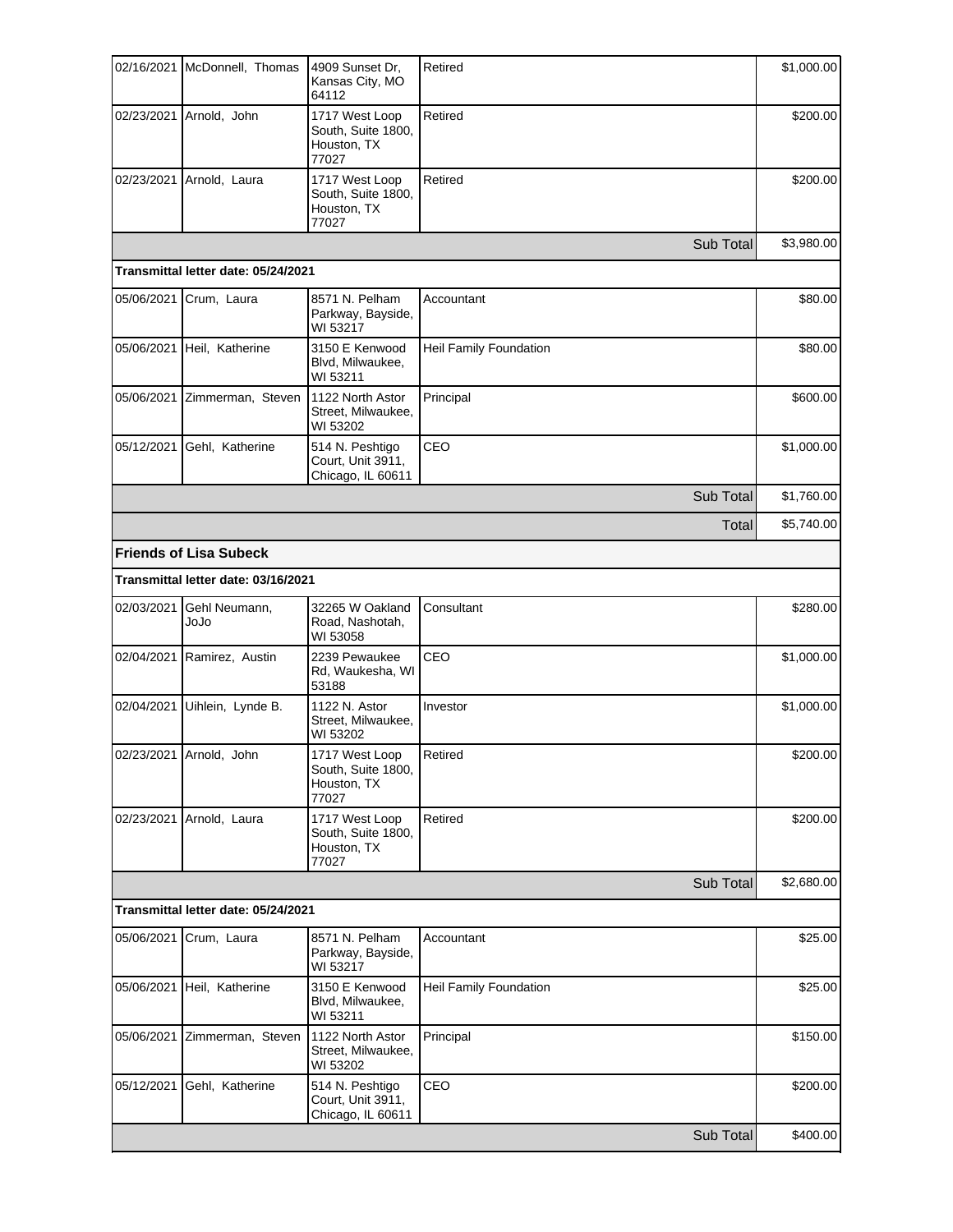| | | | | |
|---|---|---|---|---|
| 02/16/2021 | McDonnell, Thomas | 4909 Sunset Dr, Kansas City, MO 64112 | Retired | $1,000.00 |
| 02/23/2021 | Arnold, John | 1717 West Loop South, Suite 1800, Houston, TX 77027 | Retired | $200.00 |
| 02/23/2021 | Arnold, Laura | 1717 West Loop South, Suite 1800, Houston, TX 77027 | Retired | $200.00 |
| | | | Sub Total | $3,980.00 |
| **Transmittal letter date: 05/24/2021** | | | | |
| 05/06/2021 | Crum, Laura | 8571 N. Pelham Parkway, Bayside, WI 53217 | Accountant | $80.00 |
| 05/06/2021 | Heil, Katherine | 3150 E Kenwood Blvd, Milwaukee, WI 53211 | Heil Family Foundation | $80.00 |
| 05/06/2021 | Zimmerman, Steven | 1122 North Astor Street, Milwaukee, WI 53202 | Principal | $600.00 |
| 05/12/2021 | Gehl, Katherine | 514 N. Peshtigo Court, Unit 3911, Chicago, IL 60611 | CEO | $1,000.00 |
| | | | Sub Total | $1,760.00 |
| | | | Total | $5,740.00 |

**Friends of Lisa Subeck**

| | | | | |
|---|---|---|---|---|
| **Transmittal letter date: 03/16/2021** | | | | |
| 02/03/2021 | Gehl Neumann, JoJo | 32265 W Oakland Road, Nashotah, WI 53058 | Consultant | $280.00 |
| 02/04/2021 | Ramirez, Austin | 2239 Pewaukee Rd, Waukesha, WI 53188 | CEO | $1,000.00 |
| 02/04/2021 | Uihlein, Lynde B. | 1122 N. Astor Street, Milwaukee, WI 53202 | Investor | $1,000.00 |
| 02/23/2021 | Arnold, John | 1717 West Loop South, Suite 1800, Houston, TX 77027 | Retired | $200.00 |
| 02/23/2021 | Arnold, Laura | 1717 West Loop South, Suite 1800, Houston, TX 77027 | Retired | $200.00 |
| | | | Sub Total | $2,680.00 |
| **Transmittal letter date: 05/24/2021** | | | | |
| 05/06/2021 | Crum, Laura | 8571 N. Pelham Parkway, Bayside, WI 53217 | Accountant | $25.00 |
| 05/06/2021 | Heil, Katherine | 3150 E Kenwood Blvd, Milwaukee, WI 53211 | Heil Family Foundation | $25.00 |
| 05/06/2021 | Zimmerman, Steven | 1122 North Astor Street, Milwaukee, WI 53202 | Principal | $150.00 |
| 05/12/2021 | Gehl, Katherine | 514 N. Peshtigo Court, Unit 3911, Chicago, IL 60611 | CEO | $200.00 |
| | | | Sub Total | $400.00 |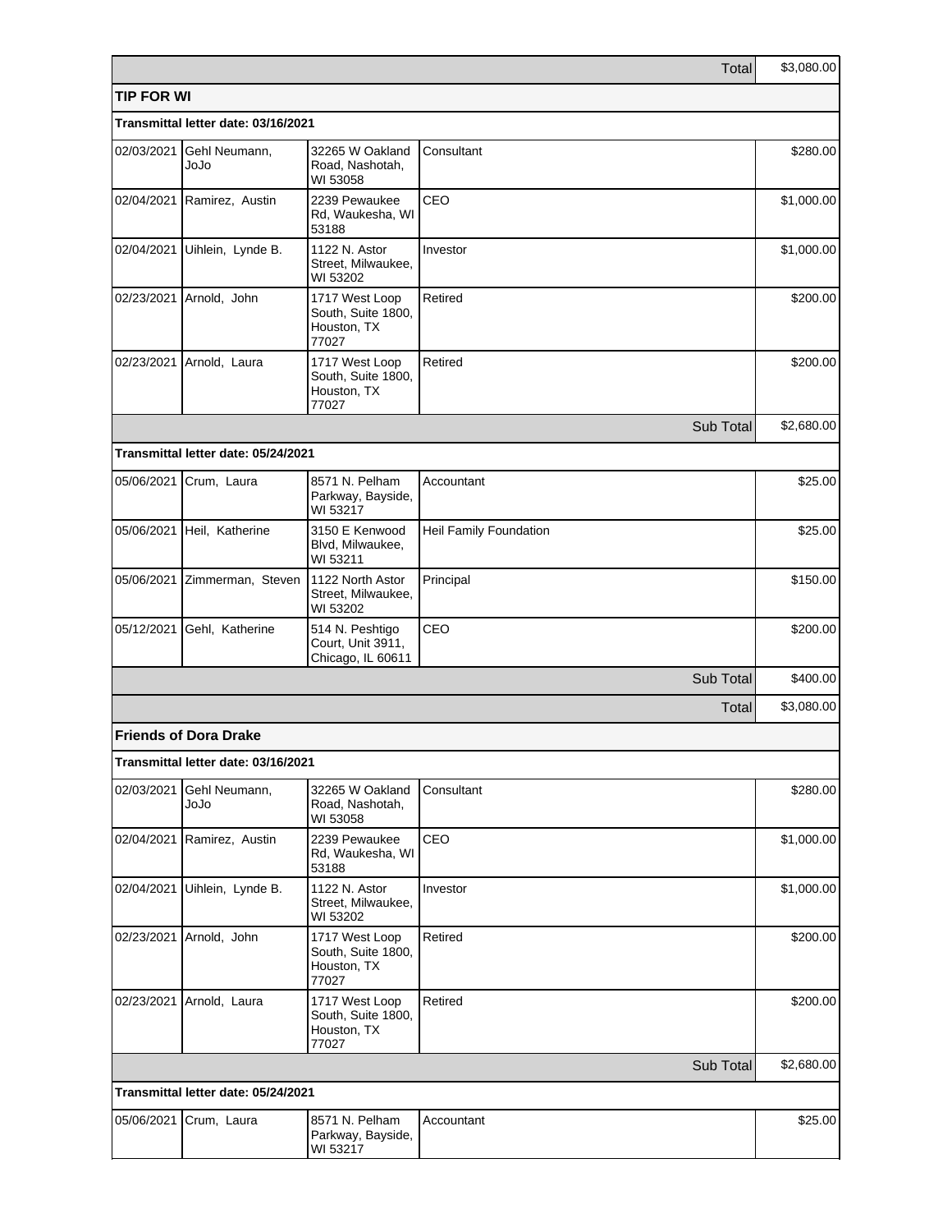| | | | Total | $3,080.00 |
|---|---|---|---|---|
| **TIP FOR WI** | | | | |
| **Transmittal letter date: 03/16/2021** | | | | |
| 02/03/2021 | Gehl Neumann, JoJo | 32265 W Oakland Road, Nashotah, WI 53058 | Consultant | $280.00 |
| 02/04/2021 | Ramirez, Austin | 2239 Pewaukee Rd, Waukesha, WI 53188 | CEO | $1,000.00 |
| 02/04/2021 | Uihlein, Lynde B. | 1122 N. Astor Street, Milwaukee, WI 53202 | Investor | $1,000.00 |
| 02/23/2021 | Arnold, John | 1717 West Loop South, Suite 1800, Houston, TX 77027 | Retired | $200.00 |
| 02/23/2021 | Arnold, Laura | 1717 West Loop South, Suite 1800, Houston, TX 77027 | Retired | $200.00 |
| | | | Sub Total | $2,680.00 |
| **Transmittal letter date: 05/24/2021** | | | | |
| 05/06/2021 | Crum, Laura | 8571 N. Pelham Parkway, Bayside, WI 53217 | Accountant | $25.00 |
| 05/06/2021 | Heil, Katherine | 3150 E Kenwood Blvd, Milwaukee, WI 53211 | Heil Family Foundation | $25.00 |
| 05/06/2021 | Zimmerman, Steven | 1122 North Astor Street, Milwaukee, WI 53202 | Principal | $150.00 |
| 05/12/2021 | Gehl, Katherine | 514 N. Peshtigo Court, Unit 3911, Chicago, IL 60611 | CEO | $200.00 |
| | | | Sub Total | $400.00 |
| | | | Total | $3,080.00 |
| **Friends of Dora Drake** | | | | |
| **Transmittal letter date: 03/16/2021** | | | | |
| 02/03/2021 | Gehl Neumann, JoJo | 32265 W Oakland Road, Nashotah, WI 53058 | Consultant | $280.00 |
| 02/04/2021 | Ramirez, Austin | 2239 Pewaukee Rd, Waukesha, WI 53188 | CEO | $1,000.00 |
| 02/04/2021 | Uihlein, Lynde B. | 1122 N. Astor Street, Milwaukee, WI 53202 | Investor | $1,000.00 |
| 02/23/2021 | Arnold, John | 1717 West Loop South, Suite 1800, Houston, TX 77027 | Retired | $200.00 |
| 02/23/2021 | Arnold, Laura | 1717 West Loop South, Suite 1800, Houston, TX 77027 | Retired | $200.00 |
| | | | Sub Total | $2,680.00 |
| **Transmittal letter date: 05/24/2021** | | | | |
| 05/06/2021 | Crum, Laura | 8571 N. Pelham Parkway, Bayside, WI 53217 | Accountant | $25.00 |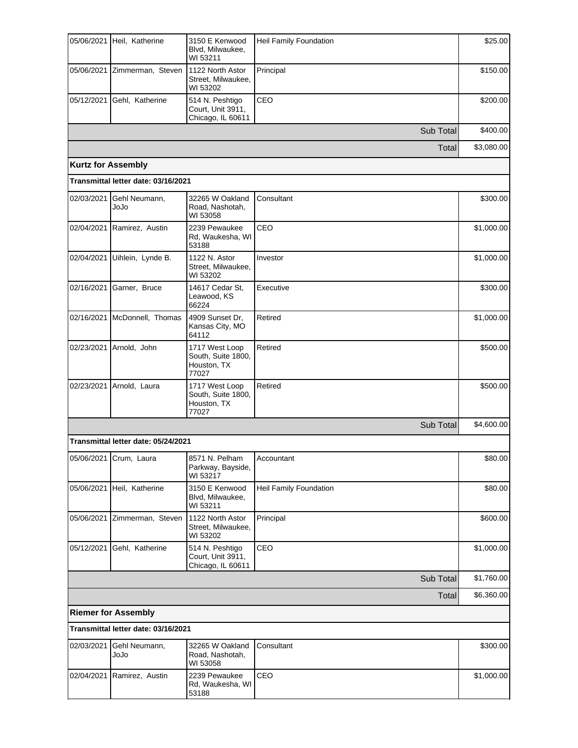| | | | | |
|---|---|---|---|---|
| 05/06/2021 | Heil, Katherine | 3150 E Kenwood Blvd, Milwaukee, WI 53211 | Heil Family Foundation | $25.00 |
| 05/06/2021 | Zimmerman, Steven | 1122 North Astor Street, Milwaukee, WI 53202 | Principal | $150.00 |
| 05/12/2021 | Gehl, Katherine | 514 N. Peshtigo Court, Unit 3911, Chicago, IL 60611 | CEO | $200.00 |
| | | | Sub Total | $400.00 |
| | | | Total | $3,080.00 |

**Kurtz for Assembly**

**Transmittal letter date: 03/16/2021**

| | | | | |
|---|---|---|---|---|
| 02/03/2021 | Gehl Neumann, JoJo | 32265 W Oakland Road, Nashotah, WI 53058 | Consultant | $300.00 |
| 02/04/2021 | Ramirez, Austin | 2239 Pewaukee Rd, Waukesha, WI 53188 | CEO | $1,000.00 |
| 02/04/2021 | Uihlein, Lynde B. | 1122 N. Astor Street, Milwaukee, WI 53202 | Investor | $1,000.00 |
| 02/16/2021 | Garner, Bruce | 14617 Cedar St, Leawood, KS 66224 | Executive | $300.00 |
| 02/16/2021 | McDonnell, Thomas | 4909 Sunset Dr, Kansas City, MO 64112 | Retired | $1,000.00 |
| 02/23/2021 | Arnold, John | 1717 West Loop South, Suite 1800, Houston, TX 77027 | Retired | $500.00 |
| 02/23/2021 | Arnold, Laura | 1717 West Loop South, Suite 1800, Houston, TX 77027 | Retired | $500.00 |
| | | | Sub Total | $4,600.00 |

**Transmittal letter date: 05/24/2021**

| | | | | |
|---|---|---|---|---|
| 05/06/2021 | Crum, Laura | 8571 N. Pelham Parkway, Bayside, WI 53217 | Accountant | $80.00 |
| 05/06/2021 | Heil, Katherine | 3150 E Kenwood Blvd, Milwaukee, WI 53211 | Heil Family Foundation | $80.00 |
| 05/06/2021 | Zimmerman, Steven | 1122 North Astor Street, Milwaukee, WI 53202 | Principal | $600.00 |
| 05/12/2021 | Gehl, Katherine | 514 N. Peshtigo Court, Unit 3911, Chicago, IL 60611 | CEO | $1,000.00 |
| | | | Sub Total | $1,760.00 |
| | | | Total | $6,360.00 |

**Riemer for Assembly**

**Transmittal letter date: 03/16/2021**

| | | | | |
|---|---|---|---|---|
| 02/03/2021 | Gehl Neumann, JoJo | 32265 W Oakland Road, Nashotah, WI 53058 | Consultant | $300.00 |
| 02/04/2021 | Ramirez, Austin | 2239 Pewaukee Rd, Waukesha, WI 53188 | CEO | $1,000.00 |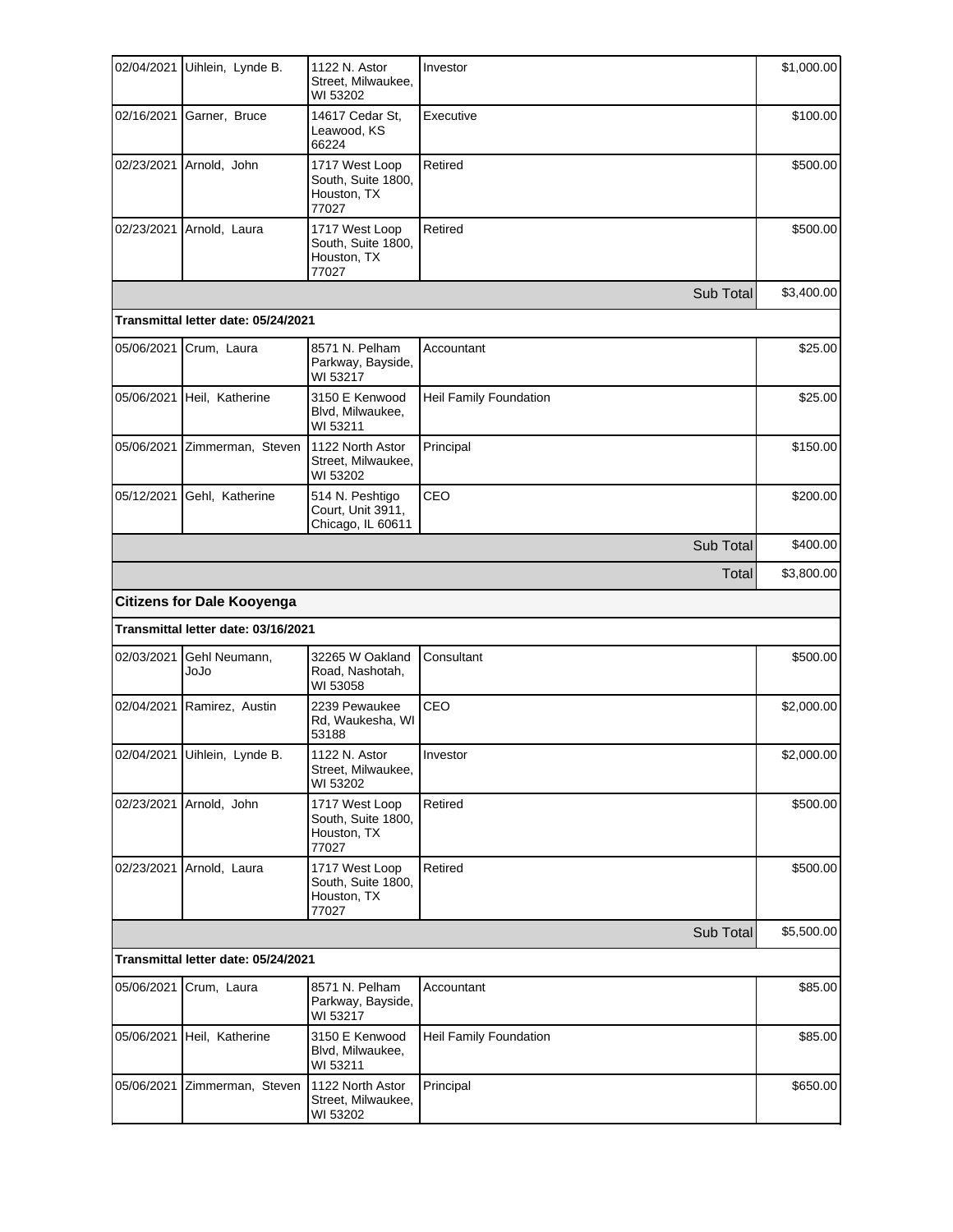| | | | | |
|---|---|---|---|---|
| 02/04/2021 | Uihlein, Lynde B. | 1122 N. Astor Street, Milwaukee, WI 53202 | Investor | $1,000.00 |
| 02/16/2021 | Garner, Bruce | 14617 Cedar St, Leawood, KS 66224 | Executive | $100.00 |
| 02/23/2021 | Arnold, John | 1717 West Loop South, Suite 1800, Houston, TX 77027 | Retired | $500.00 |
| 02/23/2021 | Arnold, Laura | 1717 West Loop South, Suite 1800, Houston, TX 77027 | Retired | $500.00 |
| | | | Sub Total | $3,400.00 |
| **Transmittal letter date: 05/24/2021** | | | | |
| 05/06/2021 | Crum, Laura | 8571 N. Pelham Parkway, Bayside, WI 53217 | Accountant | $25.00 |
| 05/06/2021 | Heil, Katherine | 3150 E Kenwood Blvd, Milwaukee, WI 53211 | Heil Family Foundation | $25.00 |
| 05/06/2021 | Zimmerman, Steven | 1122 North Astor Street, Milwaukee, WI 53202 | Principal | $150.00 |
| 05/12/2021 | Gehl, Katherine | 514 N. Peshtigo Court, Unit 3911, Chicago, IL 60611 | CEO | $200.00 |
| | | | Sub Total | $400.00 |
| | | | Total | $3,800.00 |

**Citizens for Dale Kooyenga**

| | | | | |
|---|---|---|---|---|
| **Transmittal letter date: 03/16/2021** | | | | |
| 02/03/2021 | Gehl Neumann, JoJo | 32265 W Oakland Road, Nashotah, WI 53058 | Consultant | $500.00 |
| 02/04/2021 | Ramirez, Austin | 2239 Pewaukee Rd, Waukesha, WI 53188 | CEO | $2,000.00 |
| 02/04/2021 | Uihlein, Lynde B. | 1122 N. Astor Street, Milwaukee, WI 53202 | Investor | $2,000.00 |
| 02/23/2021 | Arnold, John | 1717 West Loop South, Suite 1800, Houston, TX 77027 | Retired | $500.00 |
| 02/23/2021 | Arnold, Laura | 1717 West Loop South, Suite 1800, Houston, TX 77027 | Retired | $500.00 |
| | | | Sub Total | $5,500.00 |
| **Transmittal letter date: 05/24/2021** | | | | |
| 05/06/2021 | Crum, Laura | 8571 N. Pelham Parkway, Bayside, WI 53217 | Accountant | $85.00 |
| 05/06/2021 | Heil, Katherine | 3150 E Kenwood Blvd, Milwaukee, WI 53211 | Heil Family Foundation | $85.00 |
| 05/06/2021 | Zimmerman, Steven | 1122 North Astor Street, Milwaukee, WI 53202 | Principal | $650.00 |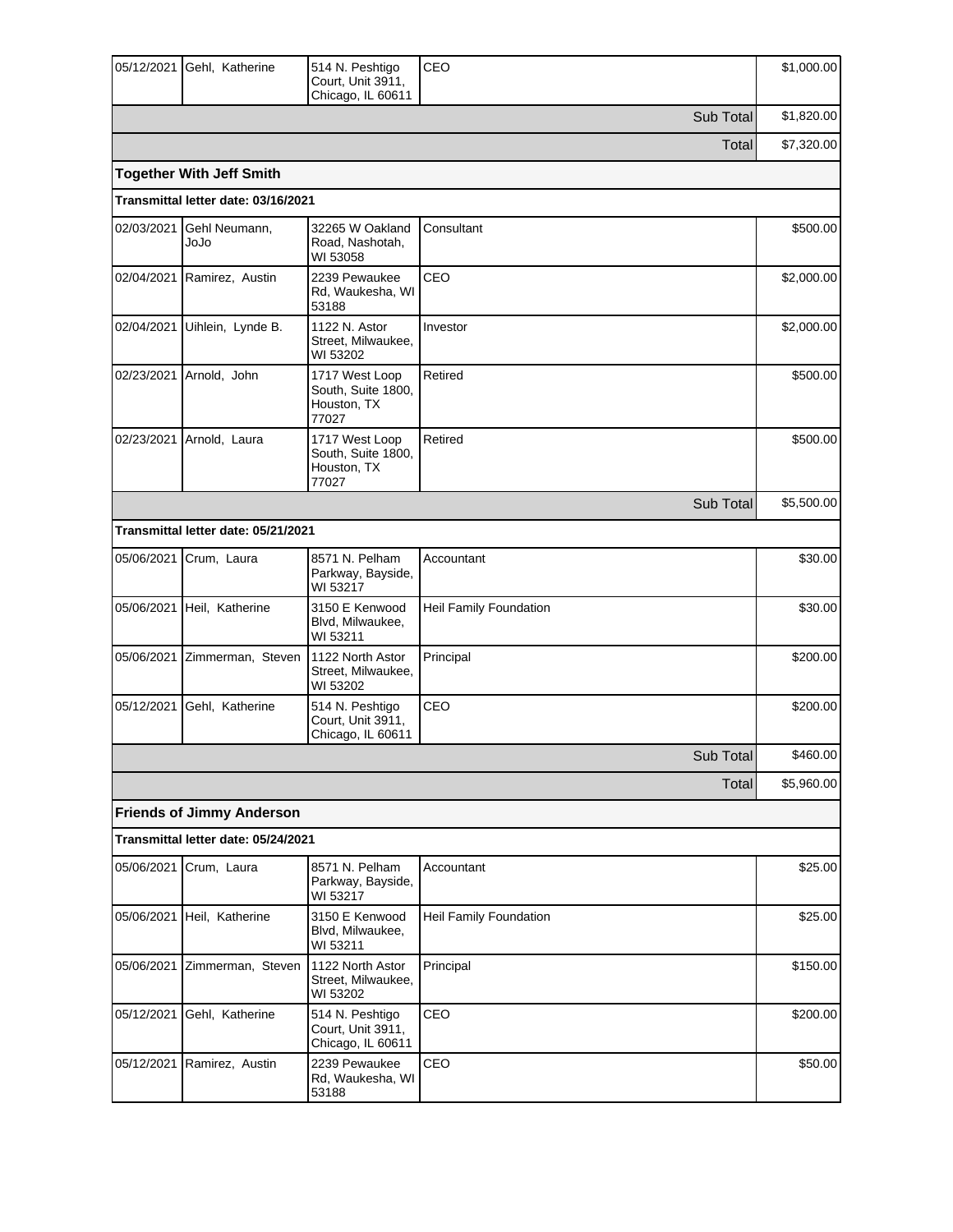| | | | | |
|---|---|---|---|---|
| 05/12/2021 | Gehl, Katherine | 514 N. Peshtigo Court, Unit 3911, Chicago, IL 60611 | CEO | $1,000.00 |
| | | | Sub Total | $1,820.00 |
| | | | Total | $7,320.00 |
| **Together With Jeff Smith** | | | | |
| **Transmittal letter date: 03/16/2021** | | | | |
| 02/03/2021 | Gehl Neumann, JoJo | 32265 W Oakland Road, Nashotah, WI 53058 | Consultant | $500.00 |
| 02/04/2021 | Ramirez, Austin | 2239 Pewaukee Rd, Waukesha, WI 53188 | CEO | $2,000.00 |
| 02/04/2021 | Uihlein, Lynde B. | 1122 N. Astor Street, Milwaukee, WI 53202 | Investor | $2,000.00 |
| 02/23/2021 | Arnold, John | 1717 West Loop South, Suite 1800, Houston, TX 77027 | Retired | $500.00 |
| 02/23/2021 | Arnold, Laura | 1717 West Loop South, Suite 1800, Houston, TX 77027 | Retired | $500.00 |
| | | | Sub Total | $5,500.00 |
| **Transmittal letter date: 05/21/2021** | | | | |
| 05/06/2021 | Crum, Laura | 8571 N. Pelham Parkway, Bayside, WI 53217 | Accountant | $30.00 |
| 05/06/2021 | Heil, Katherine | 3150 E Kenwood Blvd, Milwaukee, WI 53211 | Heil Family Foundation | $30.00 |
| 05/06/2021 | Zimmerman, Steven | 1122 North Astor Street, Milwaukee, WI 53202 | Principal | $200.00 |
| 05/12/2021 | Gehl, Katherine | 514 N. Peshtigo Court, Unit 3911, Chicago, IL 60611 | CEO | $200.00 |
| | | | Sub Total | $460.00 |
| | | | Total | $5,960.00 |
| **Friends of Jimmy Anderson** | | | | |
| **Transmittal letter date: 05/24/2021** | | | | |
| 05/06/2021 | Crum, Laura | 8571 N. Pelham Parkway, Bayside, WI 53217 | Accountant | $25.00 |
| 05/06/2021 | Heil, Katherine | 3150 E Kenwood Blvd, Milwaukee, WI 53211 | Heil Family Foundation | $25.00 |
| 05/06/2021 | Zimmerman, Steven | 1122 North Astor Street, Milwaukee, WI 53202 | Principal | $150.00 |
| 05/12/2021 | Gehl, Katherine | 514 N. Peshtigo Court, Unit 3911, Chicago, IL 60611 | CEO | $200.00 |
| 05/12/2021 | Ramirez, Austin | 2239 Pewaukee Rd, Waukesha, WI 53188 | CEO | $50.00 |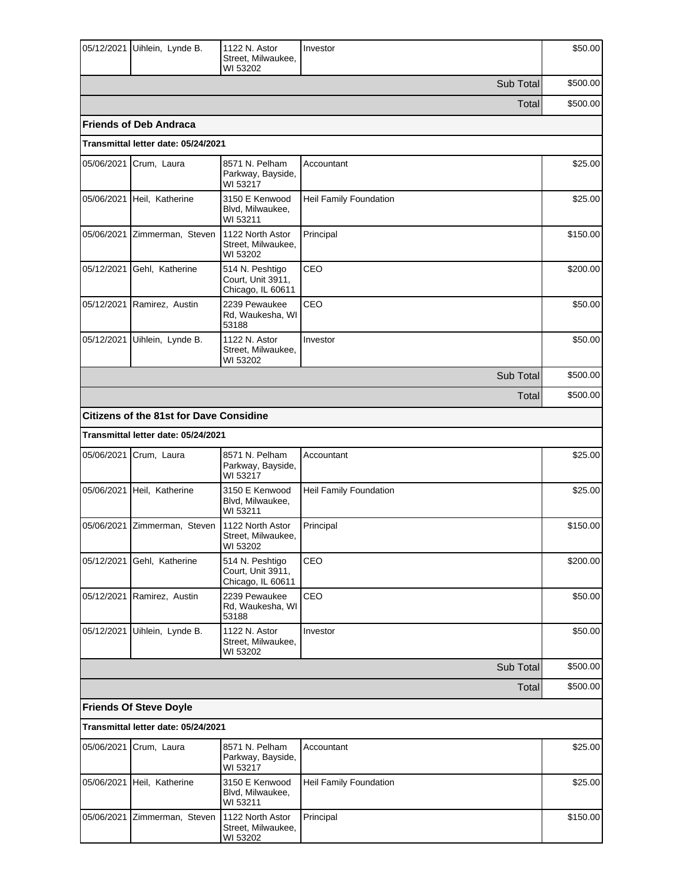| | | | | |
|---|---|---|---|---|
| 05/12/2021 | Uihlein, Lynde B. | 1122 N. Astor Street, Milwaukee, WI 53202 | Investor | $50.00 |
| | | | Sub Total | $500.00 |
| | | | Total | $500.00 |

**Friends of Deb Andraca**

**Transmittal letter date: 05/24/2021**

| | | | | |
|---|---|---|---|---|
| 05/06/2021 | Crum, Laura | 8571 N. Pelham Parkway, Bayside, WI 53217 | Accountant | $25.00 |
| 05/06/2021 | Heil, Katherine | 3150 E Kenwood Blvd, Milwaukee, WI 53211 | Heil Family Foundation | $25.00 |
| 05/06/2021 | Zimmerman, Steven | 1122 North Astor Street, Milwaukee, WI 53202 | Principal | $150.00 |
| 05/12/2021 | Gehl, Katherine | 514 N. Peshtigo Court, Unit 3911, Chicago, IL 60611 | CEO | $200.00 |
| 05/12/2021 | Ramirez, Austin | 2239 Pewaukee Rd, Waukesha, WI 53188 | CEO | $50.00 |
| 05/12/2021 | Uihlein, Lynde B. | 1122 N. Astor Street, Milwaukee, WI 53202 | Investor | $50.00 |
| | | | Sub Total | $500.00 |
| | | | Total | $500.00 |

**Citizens of the 81st for Dave Considine**

**Transmittal letter date: 05/24/2021**

| | | | | |
|---|---|---|---|---|
| 05/06/2021 | Crum, Laura | 8571 N. Pelham Parkway, Bayside, WI 53217 | Accountant | $25.00 |
| 05/06/2021 | Heil, Katherine | 3150 E Kenwood Blvd, Milwaukee, WI 53211 | Heil Family Foundation | $25.00 |
| 05/06/2021 | Zimmerman, Steven | 1122 North Astor Street, Milwaukee, WI 53202 | Principal | $150.00 |
| 05/12/2021 | Gehl, Katherine | 514 N. Peshtigo Court, Unit 3911, Chicago, IL 60611 | CEO | $200.00 |
| 05/12/2021 | Ramirez, Austin | 2239 Pewaukee Rd, Waukesha, WI 53188 | CEO | $50.00 |
| 05/12/2021 | Uihlein, Lynde B. | 1122 N. Astor Street, Milwaukee, WI 53202 | Investor | $50.00 |
| | | | Sub Total | $500.00 |
| | | | Total | $500.00 |

**Friends Of Steve Doyle**

**Transmittal letter date: 05/24/2021**

| | | | | |
|---|---|---|---|---|
| 05/06/2021 | Crum, Laura | 8571 N. Pelham Parkway, Bayside, WI 53217 | Accountant | $25.00 |
| 05/06/2021 | Heil, Katherine | 3150 E Kenwood Blvd, Milwaukee, WI 53211 | Heil Family Foundation | $25.00 |
| 05/06/2021 | Zimmerman, Steven | 1122 North Astor Street, Milwaukee, WI 53202 | Principal | $150.00 |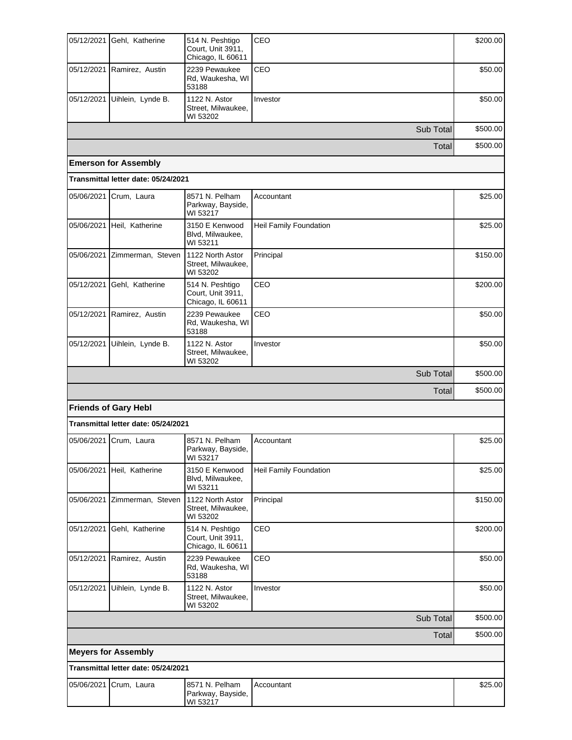| | | | | |
|---|---|---|---|---|
| 05/12/2021 | Gehl, Katherine | 514 N. Peshtigo Court, Unit 3911, Chicago, IL 60611 | CEO | $200.00 |
| 05/12/2021 | Ramirez, Austin | 2239 Pewaukee Rd, Waukesha, WI 53188 | CEO | $50.00 |
| 05/12/2021 | Uihlein, Lynde B. | 1122 N. Astor Street, Milwaukee, WI 53202 | Investor | $50.00 |
| | | | Sub Total | $500.00 |
| | | | Total | $500.00 |

**Emerson for Assembly**

**Transmittal letter date: 05/24/2021**

| | | | | |
|---|---|---|---|---|
| 05/06/2021 | Crum, Laura | 8571 N. Pelham Parkway, Bayside, WI 53217 | Accountant | $25.00 |
| 05/06/2021 | Heil, Katherine | 3150 E Kenwood Blvd, Milwaukee, WI 53211 | Heil Family Foundation | $25.00 |
| 05/06/2021 | Zimmerman, Steven | 1122 North Astor Street, Milwaukee, WI 53202 | Principal | $150.00 |
| 05/12/2021 | Gehl, Katherine | 514 N. Peshtigo Court, Unit 3911, Chicago, IL 60611 | CEO | $200.00 |
| 05/12/2021 | Ramirez, Austin | 2239 Pewaukee Rd, Waukesha, WI 53188 | CEO | $50.00 |
| 05/12/2021 | Uihlein, Lynde B. | 1122 N. Astor Street, Milwaukee, WI 53202 | Investor | $50.00 |
| | | | Sub Total | $500.00 |
| | | | Total | $500.00 |

**Friends of Gary Hebl**

**Transmittal letter date: 05/24/2021**

| | | | | |
|---|---|---|---|---|
| 05/06/2021 | Crum, Laura | 8571 N. Pelham Parkway, Bayside, WI 53217 | Accountant | $25.00 |
| 05/06/2021 | Heil, Katherine | 3150 E Kenwood Blvd, Milwaukee, WI 53211 | Heil Family Foundation | $25.00 |
| 05/06/2021 | Zimmerman, Steven | 1122 North Astor Street, Milwaukee, WI 53202 | Principal | $150.00 |
| 05/12/2021 | Gehl, Katherine | 514 N. Peshtigo Court, Unit 3911, Chicago, IL 60611 | CEO | $200.00 |
| 05/12/2021 | Ramirez, Austin | 2239 Pewaukee Rd, Waukesha, WI 53188 | CEO | $50.00 |
| 05/12/2021 | Uihlein, Lynde B. | 1122 N. Astor Street, Milwaukee, WI 53202 | Investor | $50.00 |
| | | | Sub Total | $500.00 |
| | | | Total | $500.00 |

**Meyers for Assembly**

**Transmittal letter date: 05/24/2021**

| | | | | |
|---|---|---|---|---|
| 05/06/2021 | Crum, Laura | 8571 N. Pelham Parkway, Bayside, WI 53217 | Accountant | $25.00 |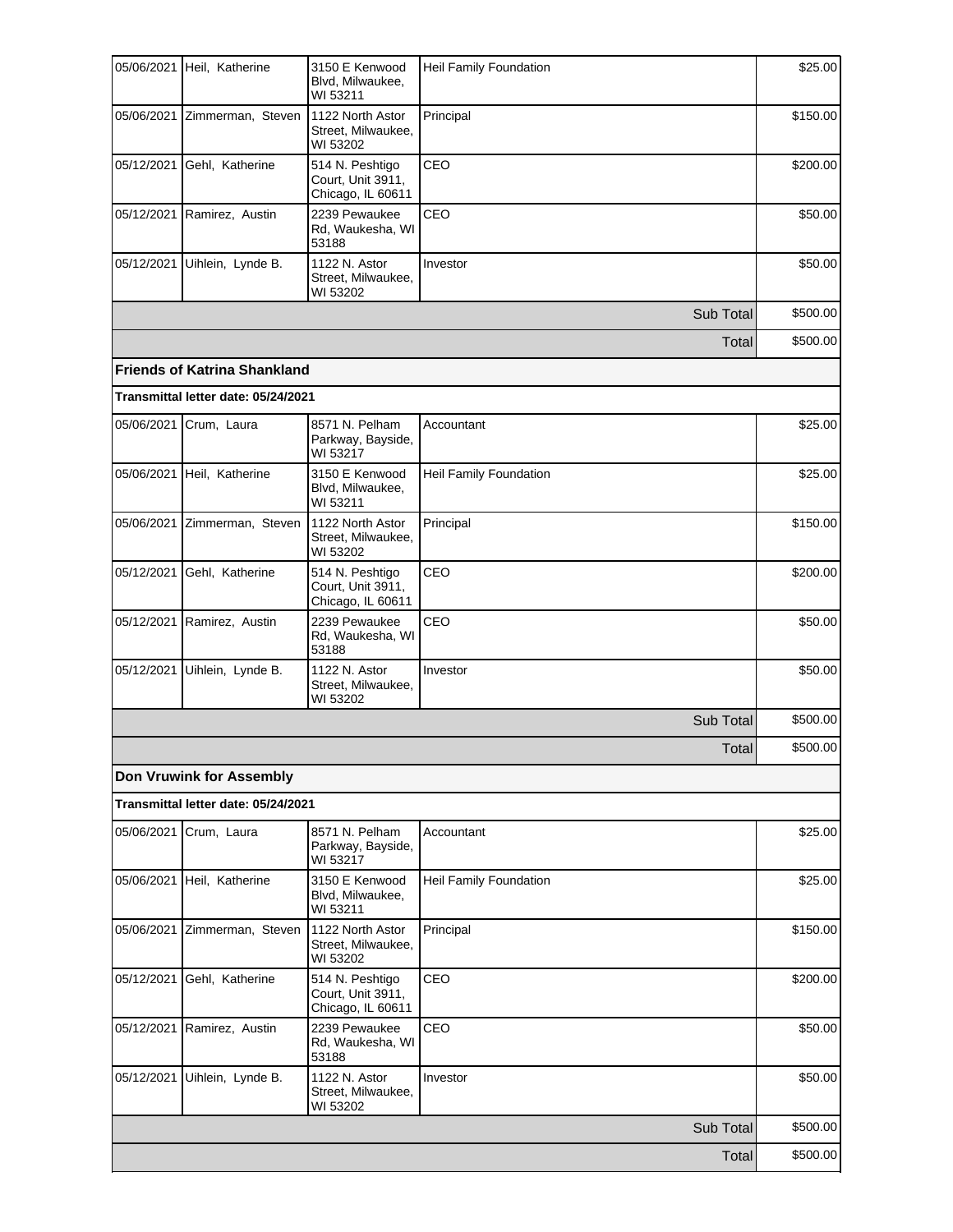| | | | | |
|---|---|---|---|---|
| 05/06/2021 | Heil, Katherine | 3150 E Kenwood Blvd, Milwaukee, WI 53211 | Heil Family Foundation | $25.00 |
| 05/06/2021 | Zimmerman, Steven | 1122 North Astor Street, Milwaukee, WI 53202 | Principal | $150.00 |
| 05/12/2021 | Gehl, Katherine | 514 N. Peshtigo Court, Unit 3911, Chicago, IL 60611 | CEO | $200.00 |
| 05/12/2021 | Ramirez, Austin | 2239 Pewaukee Rd, Waukesha, WI 53188 | CEO | $50.00 |
| 05/12/2021 | Uihlein, Lynde B. | 1122 N. Astor Street, Milwaukee, WI 53202 | Investor | $50.00 |
| | | | Sub Total | $500.00 |
| | | | Total | $500.00 |

**Friends of Katrina Shankland**

**Transmittal letter date: 05/24/2021**

| | | | | |
|---|---|---|---|---|
| 05/06/2021 | Crum, Laura | 8571 N. Pelham Parkway, Bayside, WI 53217 | Accountant | $25.00 |
| 05/06/2021 | Heil, Katherine | 3150 E Kenwood Blvd, Milwaukee, WI 53211 | Heil Family Foundation | $25.00 |
| 05/06/2021 | Zimmerman, Steven | 1122 North Astor Street, Milwaukee, WI 53202 | Principal | $150.00 |
| 05/12/2021 | Gehl, Katherine | 514 N. Peshtigo Court, Unit 3911, Chicago, IL 60611 | CEO | $200.00 |
| 05/12/2021 | Ramirez, Austin | 2239 Pewaukee Rd, Waukesha, WI 53188 | CEO | $50.00 |
| 05/12/2021 | Uihlein, Lynde B. | 1122 N. Astor Street, Milwaukee, WI 53202 | Investor | $50.00 |
| | | | Sub Total | $500.00 |
| | | | Total | $500.00 |

**Don Vruwink for Assembly**

**Transmittal letter date: 05/24/2021**

| | | | | |
|---|---|---|---|---|
| 05/06/2021 | Crum, Laura | 8571 N. Pelham Parkway, Bayside, WI 53217 | Accountant | $25.00 |
| 05/06/2021 | Heil, Katherine | 3150 E Kenwood Blvd, Milwaukee, WI 53211 | Heil Family Foundation | $25.00 |
| 05/06/2021 | Zimmerman, Steven | 1122 North Astor Street, Milwaukee, WI 53202 | Principal | $150.00 |
| 05/12/2021 | Gehl, Katherine | 514 N. Peshtigo Court, Unit 3911, Chicago, IL 60611 | CEO | $200.00 |
| 05/12/2021 | Ramirez, Austin | 2239 Pewaukee Rd, Waukesha, WI 53188 | CEO | $50.00 |
| 05/12/2021 | Uihlein, Lynde B. | 1122 N. Astor Street, Milwaukee, WI 53202 | Investor | $50.00 |
| | | | Sub Total | $500.00 |
| | | | Total | $500.00 |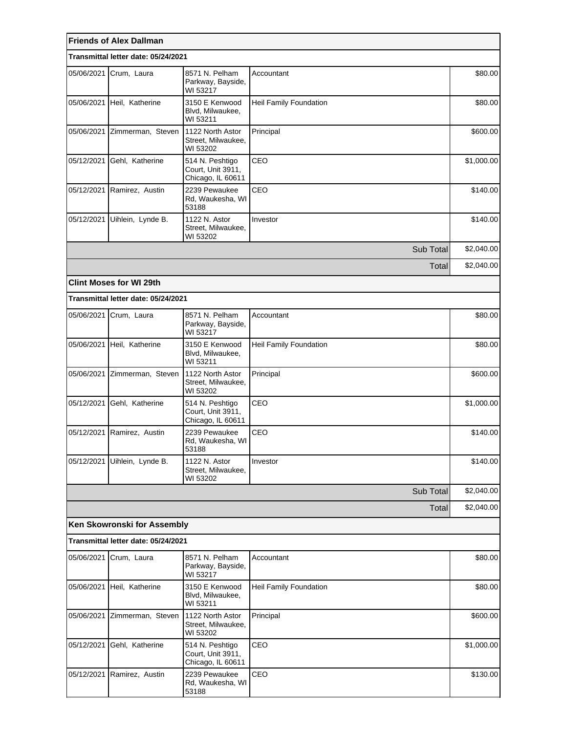**Friends of Alex Dallman**

**Transmittal letter date: 05/24/2021**

| Date | Name | Address | Occupation/Employer | Amount |
|---|---|---|---|---|
| 05/06/2021 | Crum, Laura | 8571 N. Pelham Parkway, Bayside, WI 53217 | Accountant | $80.00 |
| 05/06/2021 | Heil, Katherine | 3150 E Kenwood Blvd, Milwaukee, WI 53211 | Heil Family Foundation | $80.00 |
| 05/06/2021 | Zimmerman, Steven | 1122 North Astor Street, Milwaukee, WI 53202 | Principal | $600.00 |
| 05/12/2021 | Gehl, Katherine | 514 N. Peshtigo Court, Unit 3911, Chicago, IL 60611 | CEO | $1,000.00 |
| 05/12/2021 | Ramirez, Austin | 2239 Pewaukee Rd, Waukesha, WI 53188 | CEO | $140.00 |
| 05/12/2021 | Uihlein, Lynde B. | 1122 N. Astor Street, Milwaukee, WI 53202 | Investor | $140.00 |
| | | | Sub Total | $2,040.00 |
| | | | Total | $2,040.00 |

**Clint Moses for WI 29th**

**Transmittal letter date: 05/24/2021**

| Date | Name | Address | Occupation/Employer | Amount |
|---|---|---|---|---|
| 05/06/2021 | Crum, Laura | 8571 N. Pelham Parkway, Bayside, WI 53217 | Accountant | $80.00 |
| 05/06/2021 | Heil, Katherine | 3150 E Kenwood Blvd, Milwaukee, WI 53211 | Heil Family Foundation | $80.00 |
| 05/06/2021 | Zimmerman, Steven | 1122 North Astor Street, Milwaukee, WI 53202 | Principal | $600.00 |
| 05/12/2021 | Gehl, Katherine | 514 N. Peshtigo Court, Unit 3911, Chicago, IL 60611 | CEO | $1,000.00 |
| 05/12/2021 | Ramirez, Austin | 2239 Pewaukee Rd, Waukesha, WI 53188 | CEO | $140.00 |
| 05/12/2021 | Uihlein, Lynde B. | 1122 N. Astor Street, Milwaukee, WI 53202 | Investor | $140.00 |
| | | | Sub Total | $2,040.00 |
| | | | Total | $2,040.00 |

**Ken Skowronski for Assembly**

**Transmittal letter date: 05/24/2021**

| Date | Name | Address | Occupation/Employer | Amount |
|---|---|---|---|---|
| 05/06/2021 | Crum, Laura | 8571 N. Pelham Parkway, Bayside, WI 53217 | Accountant | $80.00 |
| 05/06/2021 | Heil, Katherine | 3150 E Kenwood Blvd, Milwaukee, WI 53211 | Heil Family Foundation | $80.00 |
| 05/06/2021 | Zimmerman, Steven | 1122 North Astor Street, Milwaukee, WI 53202 | Principal | $600.00 |
| 05/12/2021 | Gehl, Katherine | 514 N. Peshtigo Court, Unit 3911, Chicago, IL 60611 | CEO | $1,000.00 |
| 05/12/2021 | Ramirez, Austin | 2239 Pewaukee Rd, Waukesha, WI 53188 | CEO | $130.00 |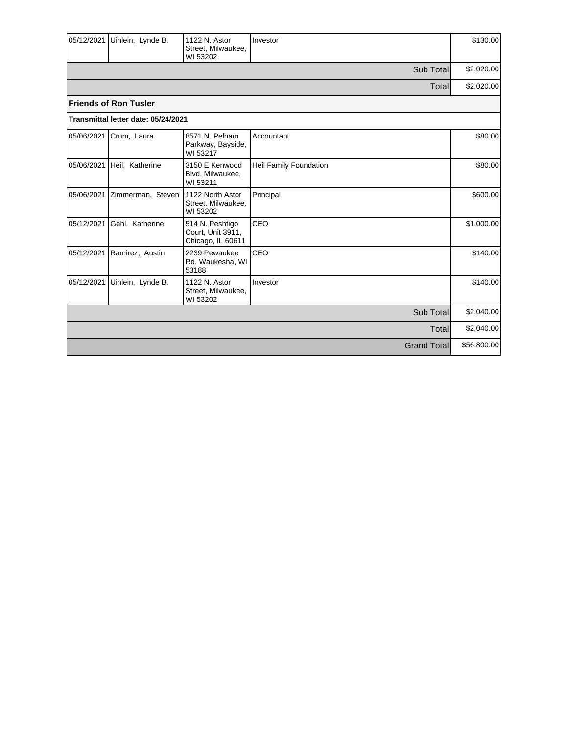| Date | Name | Address | Occupation | Amount |
|---|---|---|---|---|
| 05/12/2021 | Uihlein, Lynde B. | 1122 N. Astor Street, Milwaukee, WI 53202 | Investor | $130.00 |
| | | | Sub Total | $2,020.00 |
| | | | Total | $2,020.00 |
| **Friends of Ron Tusler** | | | | |
| **Transmittal letter date: 05/24/2021** | | | | |
| 05/06/2021 | Crum, Laura | 8571 N. Pelham Parkway, Bayside, WI 53217 | Accountant | $80.00 |
| 05/06/2021 | Heil, Katherine | 3150 E Kenwood Blvd, Milwaukee, WI 53211 | Heil Family Foundation | $80.00 |
| 05/06/2021 | Zimmerman, Steven | 1122 North Astor Street, Milwaukee, WI 53202 | Principal | $600.00 |
| 05/12/2021 | Gehl, Katherine | 514 N. Peshtigo Court, Unit 3911, Chicago, IL 60611 | CEO | $1,000.00 |
| 05/12/2021 | Ramirez, Austin | 2239 Pewaukee Rd, Waukesha, WI 53188 | CEO | $140.00 |
| 05/12/2021 | Uihlein, Lynde B. | 1122 N. Astor Street, Milwaukee, WI 53202 | Investor | $140.00 |
| | | | Sub Total | $2,040.00 |
| | | | Total | $2,040.00 |
| | | | Grand Total | $56,800.00 |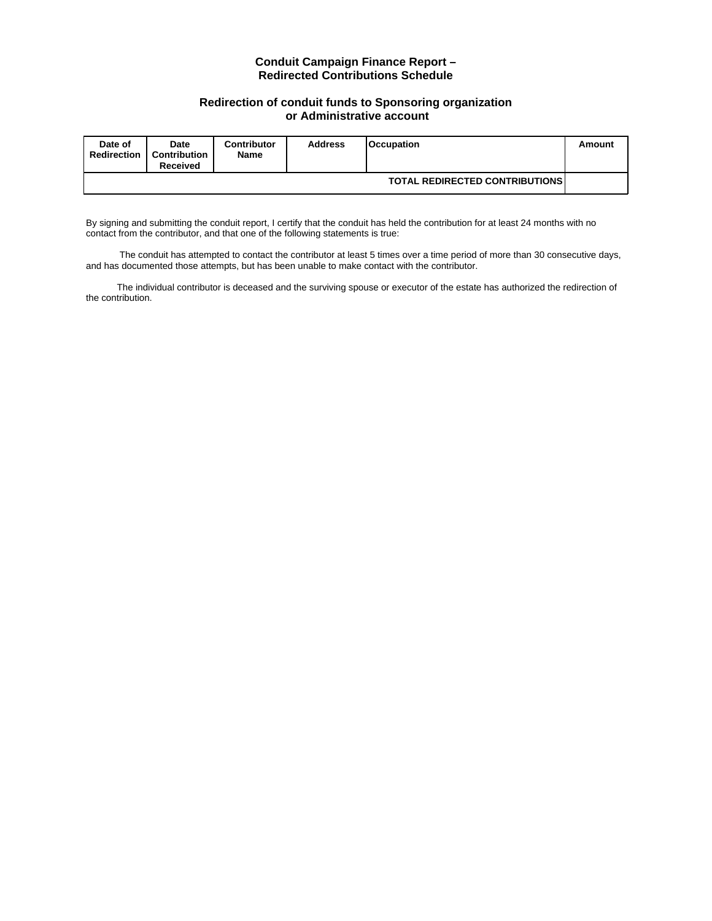## Conduit Campaign Finance Report – Redirected Contributions Schedule

### Redirection of conduit funds to Sponsoring organization or Administrative account

| Date of Redirection | Date Contribution Received | Contributor Name | Address | Occupation | Amount |
|---|---|---|---|---|---|
| | | | | **TOTAL REDIRECTED CONTRIBUTIONS** | |

By signing and submitting the conduit report, I certify that the conduit has held the contribution for at least 24 months with no contact from the contributor, and that one of the following statements is true:

The conduit has attempted to contact the contributor at least 5 times over a time period of more than 30 consecutive days, and has documented those attempts, but has been unable to make contact with the contributor.

The individual contributor is deceased and the surviving spouse or executor of the estate has authorized the redirection of the contribution.